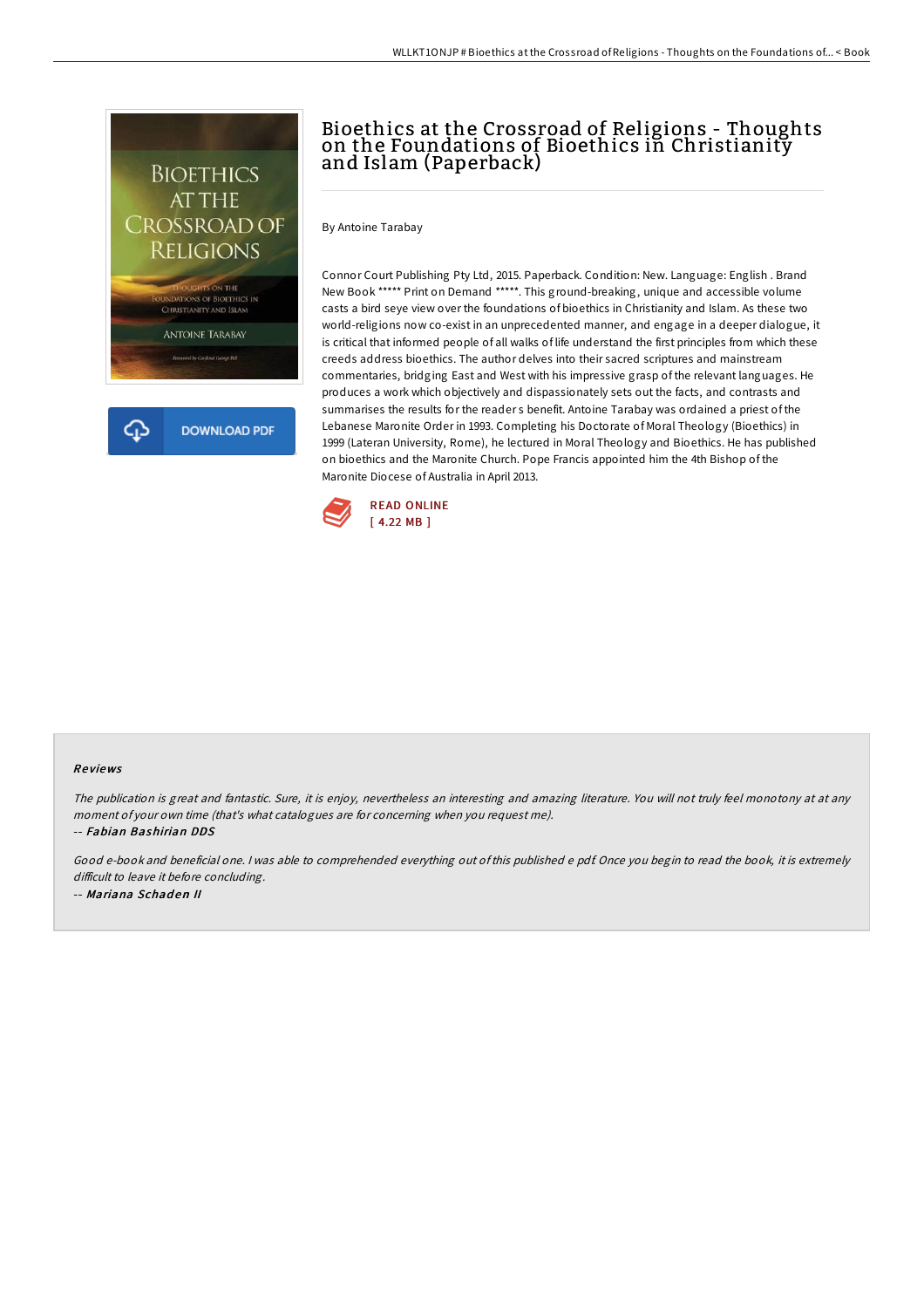# Bioethics at the Crossroad of Religions - Thoughts on the Foundations of Bioethics in Christianity and Islam (Paperback)

By Antoine Tarabay

Connor Court Publishing Pty Ltd, 2015. Paperback. Condition: New. Language: English . Brand New Book ***** Print on Demand *****. This ground-breaking, unique and accessible volume casts a bird seye view over the foundations of bioethics in Christianity and Islam. As these two world-religions now co-exist in an unprecedented manner, and engage in a deeper dialogue, it is critical that informed people of all walks of life understand the first principles from which these creeds address bioethics. The author delves into their sacred scriptures and mainstream commentaries, bridging East and West with his impressive grasp of the relevant languages. He produces a work which objectively and dispassionately sets out the facts, and contrasts and summarises the results for the reader s benefit. Antoine Tarabay was ordained a priest of the Lebanese Maronite Order in 1993. Completing his Doctorate of Moral Theology (Bioethics) in 1999 (Lateran University, Rome), he lectured in Moral Theology and Bioethics. He has published on bioethics and the Maronite Church. Pope Francis appointed him the 4th Bishop of the Maronite Diocese of Australia in April 2013.

READ ONLINE
[ 4.22 MB ]

## Reviews

*The publication is great and fantastic. Sure, it is enjoy, nevertheless an interesting and amazing literature. You will not truly feel monotony at at any moment of your own time (that's what catalogues are for concerning when you request me).*

-- ***Fabian Bashirian DDS***

*Good e-book and beneficial one. I was able to comprehended everything out of this published e pdf. Once you begin to read the book, it is extremely difficult to leave it before concluding.*

-- ***Mariana Schaden II***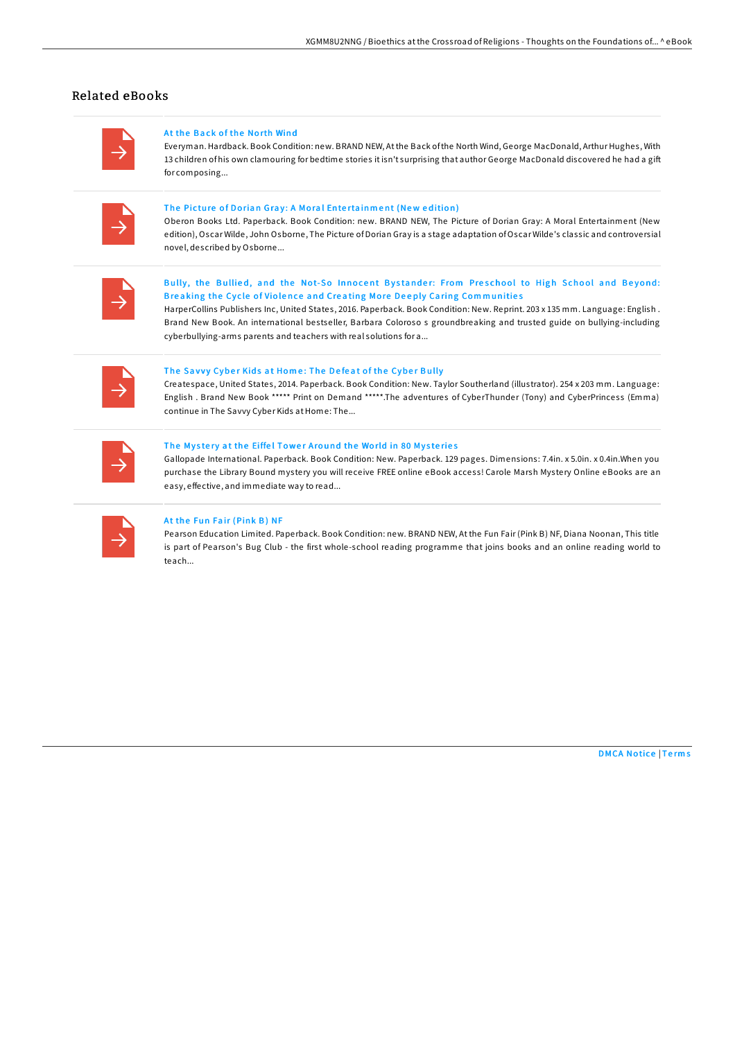## Related eBooks

### At the Back of the North Wind

Everyman. Hardback. Book Condition: new. BRAND NEW, At the Back of the North Wind, George MacDonald, Arthur Hughes, With 13 children of his own clamouring for bedtime stories it isn't surprising that author George MacDonald discovered he had a gift for composing...

### The Picture of Dorian Gray: A Moral Entertainment (New edition)

Oberon Books Ltd. Paperback. Book Condition: new. BRAND NEW, The Picture of Dorian Gray: A Moral Entertainment (New edition), Oscar Wilde, John Osborne, The Picture of Dorian Gray is a stage adaptation of Oscar Wilde's classic and controversial novel, described by Osborne...

### Bully, the Bullied, and the Not-So Innocent Bystander: From Preschool to High School and Beyond: Breaking the Cycle of Violence and Creating More Deeply Caring Communities

HarperCollins Publishers Inc, United States, 2016. Paperback. Book Condition: New. Reprint. 203 x 135 mm. Language: English . Brand New Book. An international bestseller, Barbara Coloroso s groundbreaking and trusted guide on bullying-including cyberbullying-arms parents and teachers with real solutions for a...

### The Savvy Cyber Kids at Home: The Defeat of the Cyber Bully

Createspace, United States, 2014. Paperback. Book Condition: New. Taylor Southerland (illustrator). 254 x 203 mm. Language: English . Brand New Book ***** Print on Demand *****.The adventures of CyberThunder (Tony) and CyberPrincess (Emma) continue in The Savvy Cyber Kids at Home: The...

### The Mystery at the Eiffel Tower Around the World in 80 Mysteries

Gallopade International. Paperback. Book Condition: New. Paperback. 129 pages. Dimensions: 7.4in. x 5.0in. x 0.4in.When you purchase the Library Bound mystery you will receive FREE online eBook access! Carole Marsh Mystery Online eBooks are an easy, effective, and immediate way to read...

### At the Fun Fair (Pink B) NF

Pearson Education Limited. Paperback. Book Condition: new. BRAND NEW, At the Fun Fair (Pink B) NF, Diana Noonan, This title is part of Pearson's Bug Club - the first whole-school reading programme that joins books and an online reading world to teach...

DMCA Notice | Terms